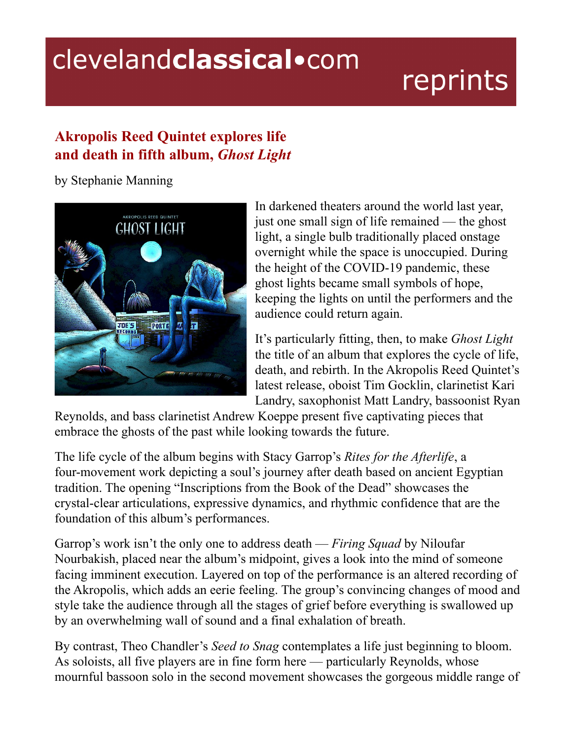# Akropolis Reed Quintet explores life and death in fifth album, *Ghost Light*

by Stephanie Manning

In darkened theaters around the world last year, just one small sign of life remained — the ghost light, a single bulb traditionally placed onstage overnight while the space is unoccupied. During the height of the COVID-19 pandemic, these ghost lights became small symbols of hope, keeping the lights on until the performers and the audience could return again.

It's particularly fitting, then, to make *Ghost Light* the title of an album that explores the cycle of life, death, and rebirth. In the Akropolis Reed Quintet's latest release, oboist Tim Gocklin, clarinetist Kari Landry, saxophonist Matt Landry, bassoonist Ryan Reynolds, and bass clarinetist Andrew Koeppe present five captivating pieces that embrace the ghosts of the past while looking towards the future.

The life cycle of the album begins with Stacy Garrop's *Rites for the Afterlife*, a four-movement work depicting a soul's journey after death based on ancient Egyptian tradition. The opening "Inscriptions from the Book of the Dead" showcases the crystal-clear articulations, expressive dynamics, and rhythmic confidence that are the foundation of this album's performances.

Garrop's work isn't the only one to address death — *Firing Squad* by Niloufar Nourbakish, placed near the album's midpoint, gives a look into the mind of someone facing imminent execution. Layered on top of the performance is an altered recording of the Akropolis, which adds an eerie feeling. The group's convincing changes of mood and style take the audience through all the stages of grief before everything is swallowed up by an overwhelming wall of sound and a final exhalation of breath.

By contrast, Theo Chandler's *Seed to Snag* contemplates a life just beginning to bloom. As soloists, all five players are in fine form here — particularly Reynolds, whose mournful bassoon solo in the second movement showcases the gorgeous middle range of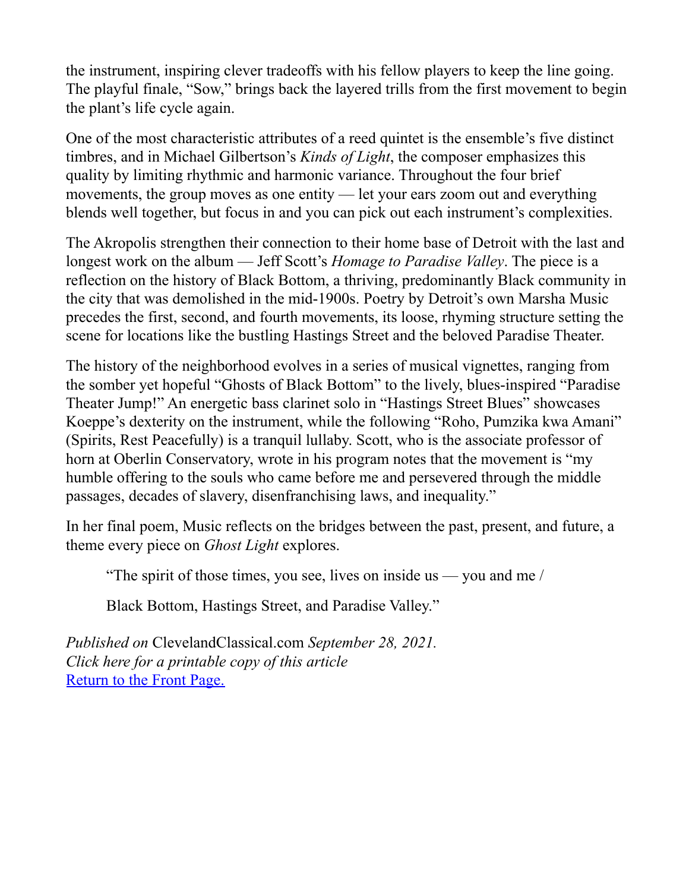the instrument, inspiring clever tradeoffs with his fellow players to keep the line going. The playful finale, "Sow," brings back the layered trills from the first movement to begin the plant's life cycle again.

One of the most characteristic attributes of a reed quintet is the ensemble's five distinct timbres, and in Michael Gilbertson's *Kinds of Light*, the composer emphasizes this quality by limiting rhythmic and harmonic variance. Throughout the four brief movements, the group moves as one entity — let your ears zoom out and everything blends well together, but focus in and you can pick out each instrument's complexities.

The Akropolis strengthen their connection to their home base of Detroit with the last and longest work on the album — Jeff Scott's *Homage to Paradise Valley*. The piece is a reflection on the history of Black Bottom, a thriving, predominantly Black community in the city that was demolished in the mid-1900s. Poetry by Detroit's own Marsha Music precedes the first, second, and fourth movements, its loose, rhyming structure setting the scene for locations like the bustling Hastings Street and the beloved Paradise Theater.

The history of the neighborhood evolves in a series of musical vignettes, ranging from the somber yet hopeful "Ghosts of Black Bottom" to the lively, blues-inspired "Paradise Theater Jump!" An energetic bass clarinet solo in "Hastings Street Blues" showcases Koeppe's dexterity on the instrument, while the following "Roho, Pumzika kwa Amani" (Spirits, Rest Peacefully) is a tranquil lullaby. Scott, who is the associate professor of horn at Oberlin Conservatory, wrote in his program notes that the movement is "my humble offering to the souls who came before me and persevered through the middle passages, decades of slavery, disenfranchising laws, and inequality."

In her final poem, Music reflects on the bridges between the past, present, and future, a theme every piece on *Ghost Light* explores.

> "The spirit of those times, you see, lives on inside us — you and me /
>
> Black Bottom, Hastings Street, and Paradise Valley."

*Published on* ClevelandClassical.com *September 28, 2021.*
*Click here for a printable copy of this article*
Return to the Front Page.